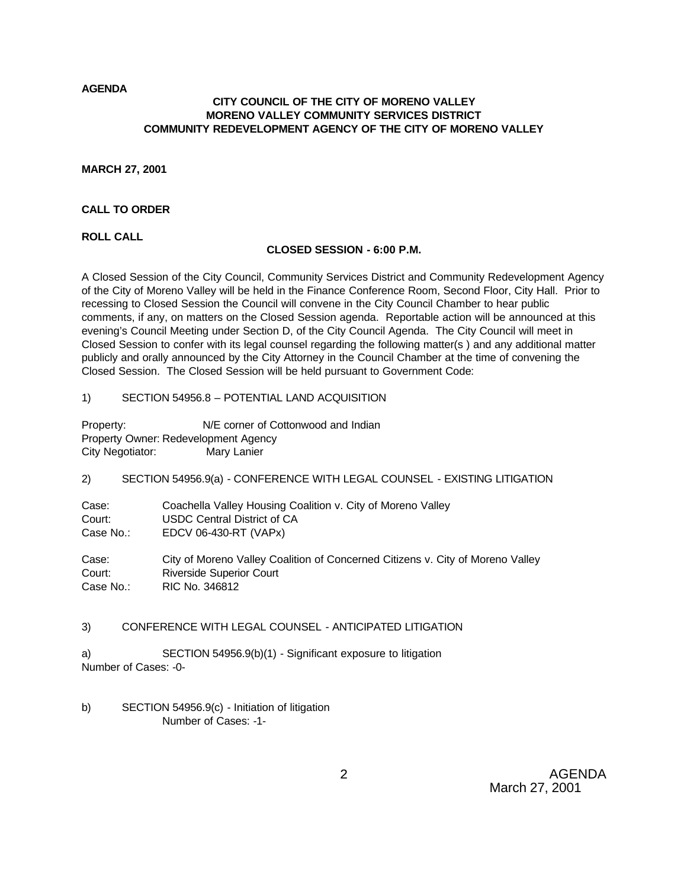**AGENDA**

**CITY COUNCIL OF THE CITY OF MORENO VALLEY**
**MORENO VALLEY COMMUNITY SERVICES DISTRICT**
**COMMUNITY REDEVELOPMENT AGENCY OF THE CITY OF MORENO VALLEY**

**MARCH 27, 2001**

**CALL TO ORDER**

**ROLL CALL**

**CLOSED SESSION - 6:00 P.M.**

A Closed Session of the City Council, Community Services District and Community Redevelopment Agency of the City of Moreno Valley will be held in the Finance Conference Room, Second Floor, City Hall. Prior to recessing to Closed Session the Council will convene in the City Council Chamber to hear public comments, if any, on matters on the Closed Session agenda. Reportable action will be announced at this evening's Council Meeting under Section D, of the City Council Agenda. The City Council will meet in Closed Session to confer with its legal counsel regarding the following matter(s ) and any additional matter publicly and orally announced by the City Attorney in the Council Chamber at the time of convening the Closed Session. The Closed Session will be held pursuant to Government Code:

1) SECTION 54956.8 – POTENTIAL LAND ACQUISITION

Property: N/E corner of Cottonwood and Indian
Property Owner: Redevelopment Agency
City Negotiator: Mary Lanier

2) SECTION 54956.9(a) - CONFERENCE WITH LEGAL COUNSEL - EXISTING LITIGATION

Case: Coachella Valley Housing Coalition v. City of Moreno Valley
Court: USDC Central District of CA
Case No.: EDCV 06-430-RT (VAPx)

Case: City of Moreno Valley Coalition of Concerned Citizens v. City of Moreno Valley
Court: Riverside Superior Court
Case No.: RIC No. 346812

3) CONFERENCE WITH LEGAL COUNSEL - ANTICIPATED LITIGATION

a) SECTION 54956.9(b)(1) - Significant exposure to litigation
Number of Cases: -0-

b) SECTION 54956.9(c) - Initiation of litigation
Number of Cases: -1-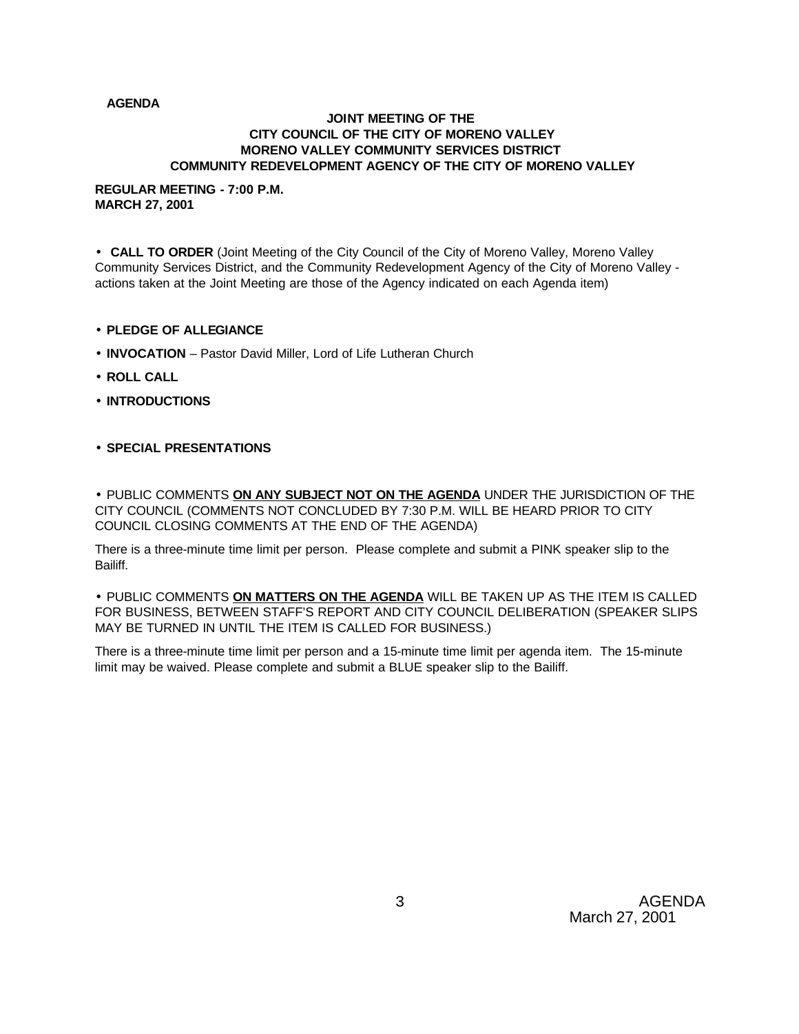**AGENDA**

**JOINT MEETING OF THE**
**CITY COUNCIL OF THE CITY OF MORENO VALLEY**
**MORENO VALLEY COMMUNITY SERVICES DISTRICT**
**COMMUNITY REDEVELOPMENT AGENCY OF THE CITY OF MORENO VALLEY**

**REGULAR MEETING - 7:00 P.M.**
**MARCH 27, 2001**

- **CALL TO ORDER** (Joint Meeting of the City Council of the City of Moreno Valley, Moreno Valley Community Services District, and the Community Redevelopment Agency of the City of Moreno Valley - actions taken at the Joint Meeting are those of the Agency indicated on each Agenda item)

- **PLEDGE OF ALLEGIANCE**
- **INVOCATION** – Pastor David Miller, Lord of Life Lutheran Church
- **ROLL CALL**
- **INTRODUCTIONS**

- **SPECIAL PRESENTATIONS**

- PUBLIC COMMENTS **ON ANY SUBJECT NOT ON THE AGENDA** UNDER THE JURISDICTION OF THE CITY COUNCIL (COMMENTS NOT CONCLUDED BY 7:30 P.M. WILL BE HEARD PRIOR TO CITY COUNCIL CLOSING COMMENTS AT THE END OF THE AGENDA)

There is a three-minute time limit per person. Please complete and submit a PINK speaker slip to the Bailiff.

- PUBLIC COMMENTS **ON MATTERS ON THE AGENDA** WILL BE TAKEN UP AS THE ITEM IS CALLED FOR BUSINESS, BETWEEN STAFF'S REPORT AND CITY COUNCIL DELIBERATION (SPEAKER SLIPS MAY BE TURNED IN UNTIL THE ITEM IS CALLED FOR BUSINESS.)

There is a three-minute time limit per person and a 15-minute time limit per agenda item. The 15-minute limit may be waived. Please complete and submit a BLUE speaker slip to the Bailiff.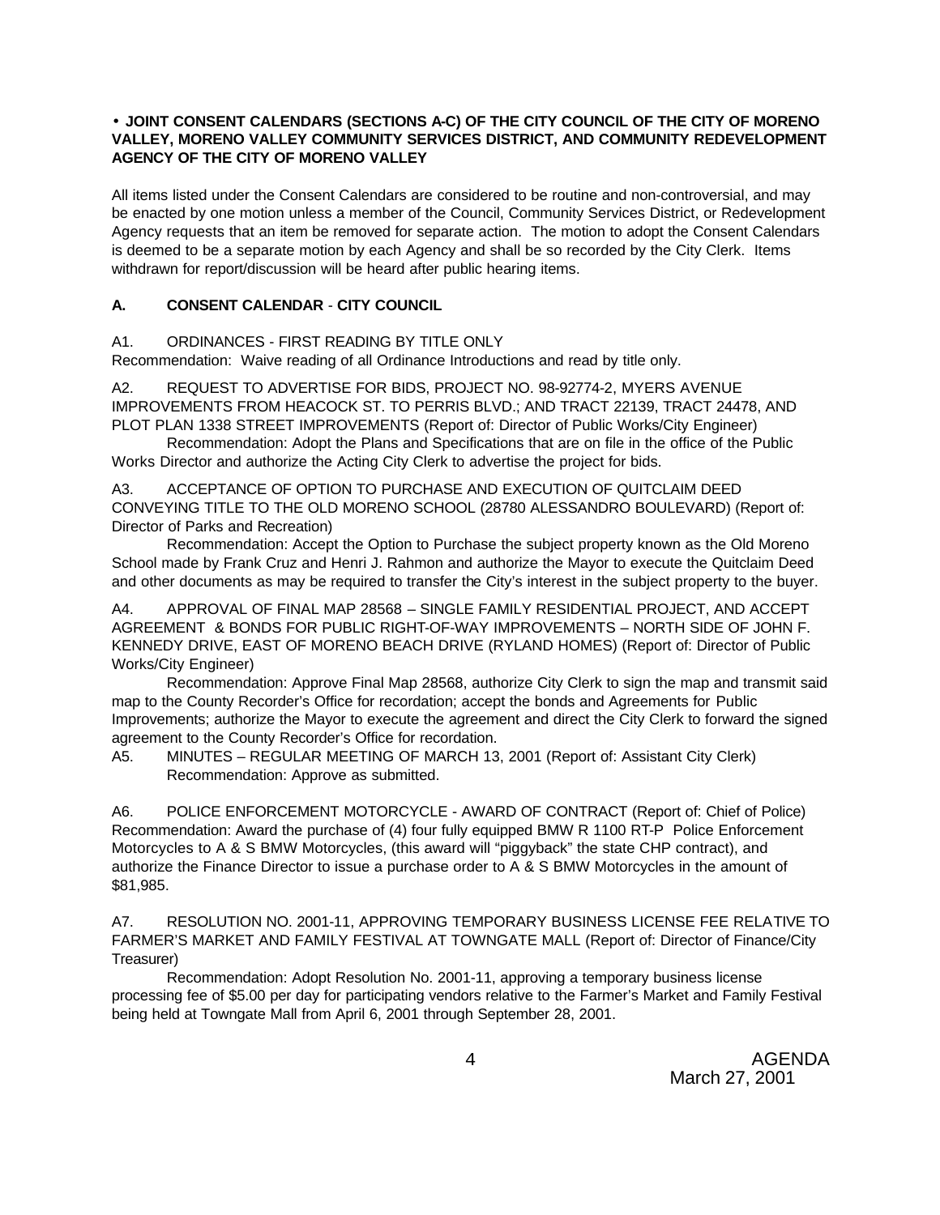**• JOINT CONSENT CALENDARS (SECTIONS A-C) OF THE CITY COUNCIL OF THE CITY OF MORENO VALLEY, MORENO VALLEY COMMUNITY SERVICES DISTRICT, AND COMMUNITY REDEVELOPMENT AGENCY OF THE CITY OF MORENO VALLEY**

All items listed under the Consent Calendars are considered to be routine and non-controversial, and may be enacted by one motion unless a member of the Council, Community Services District, or Redevelopment Agency requests that an item be removed for separate action. The motion to adopt the Consent Calendars is deemed to be a separate motion by each Agency and shall be so recorded by the City Clerk. Items withdrawn for report/discussion will be heard after public hearing items.

## A. CONSENT CALENDAR - CITY COUNCIL

A1. ORDINANCES - FIRST READING BY TITLE ONLY
Recommendation: Waive reading of all Ordinance Introductions and read by title only.

A2. REQUEST TO ADVERTISE FOR BIDS, PROJECT NO. 98-92774-2, MYERS AVENUE IMPROVEMENTS FROM HEACOCK ST. TO PERRIS BLVD.; AND TRACT 22139, TRACT 24478, AND PLOT PLAN 1338 STREET IMPROVEMENTS (Report of: Director of Public Works/City Engineer)

Recommendation: Adopt the Plans and Specifications that are on file in the office of the Public Works Director and authorize the Acting City Clerk to advertise the project for bids.

A3. ACCEPTANCE OF OPTION TO PURCHASE AND EXECUTION OF QUITCLAIM DEED CONVEYING TITLE TO THE OLD MORENO SCHOOL (28780 ALESSANDRO BOULEVARD) (Report of: Director of Parks and Recreation)

Recommendation: Accept the Option to Purchase the subject property known as the Old Moreno School made by Frank Cruz and Henri J. Rahmon and authorize the Mayor to execute the Quitclaim Deed and other documents as may be required to transfer the City's interest in the subject property to the buyer.

A4. APPROVAL OF FINAL MAP 28568 – SINGLE FAMILY RESIDENTIAL PROJECT, AND ACCEPT AGREEMENT & BONDS FOR PUBLIC RIGHT-OF-WAY IMPROVEMENTS – NORTH SIDE OF JOHN F. KENNEDY DRIVE, EAST OF MORENO BEACH DRIVE (RYLAND HOMES) (Report of: Director of Public Works/City Engineer)

Recommendation: Approve Final Map 28568, authorize City Clerk to sign the map and transmit said map to the County Recorder's Office for recordation; accept the bonds and Agreements for Public Improvements; authorize the Mayor to execute the agreement and direct the City Clerk to forward the signed agreement to the County Recorder's Office for recordation.

A5. MINUTES – REGULAR MEETING OF MARCH 13, 2001 (Report of: Assistant City Clerk)
Recommendation: Approve as submitted.

A6. POLICE ENFORCEMENT MOTORCYCLE - AWARD OF CONTRACT (Report of: Chief of Police)
Recommendation: Award the purchase of (4) four fully equipped BMW R 1100 RT-P Police Enforcement Motorcycles to A & S BMW Motorcycles, (this award will "piggyback" the state CHP contract), and authorize the Finance Director to issue a purchase order to A & S BMW Motorcycles in the amount of $81,985.

A7. RESOLUTION NO. 2001-11, APPROVING TEMPORARY BUSINESS LICENSE FEE RELATIVE TO FARMER'S MARKET AND FAMILY FESTIVAL AT TOWNGATE MALL (Report of: Director of Finance/City Treasurer)

Recommendation: Adopt Resolution No. 2001-11, approving a temporary business license processing fee of $5.00 per day for participating vendors relative to the Farmer's Market and Family Festival being held at Towngate Mall from April 6, 2001 through September 28, 2001.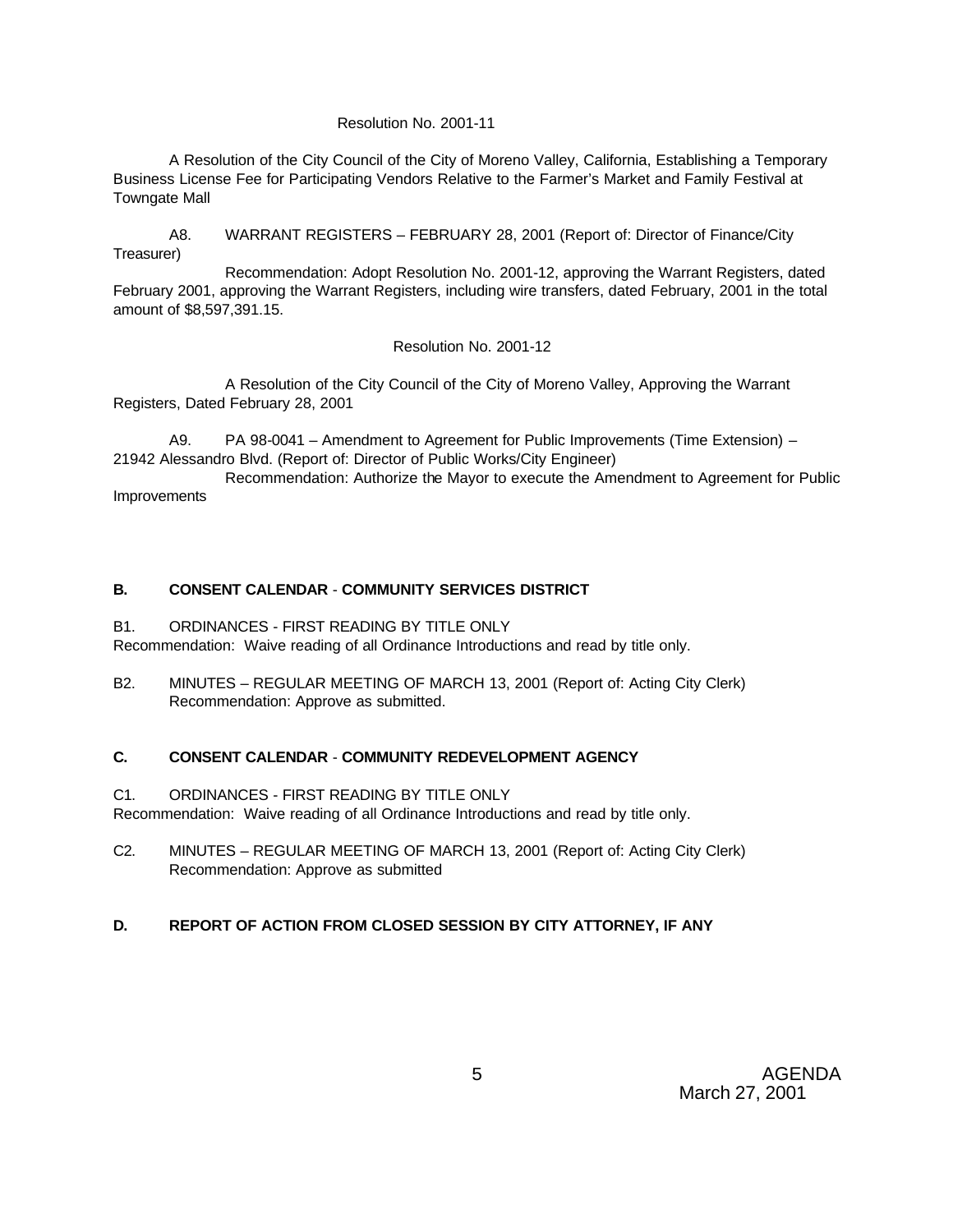Resolution No. 2001-11

A Resolution of the City Council of the City of Moreno Valley, California, Establishing a Temporary Business License Fee for Participating Vendors Relative to the Farmer's Market and Family Festival at Towngate Mall

A8. WARRANT REGISTERS – FEBRUARY 28, 2001 (Report of: Director of Finance/City Treasurer)

Recommendation: Adopt Resolution No. 2001-12, approving the Warrant Registers, dated February 2001, approving the Warrant Registers, including wire transfers, dated February, 2001 in the total amount of $8,597,391.15.

Resolution No. 2001-12

A Resolution of the City Council of the City of Moreno Valley, Approving the Warrant Registers, Dated February 28, 2001

A9. PA 98-0041 – Amendment to Agreement for Public Improvements (Time Extension) – 21942 Alessandro Blvd. (Report of: Director of Public Works/City Engineer)

Recommendation: Authorize the Mayor to execute the Amendment to Agreement for Public Improvements

**B. CONSENT CALENDAR - COMMUNITY SERVICES DISTRICT**

B1. ORDINANCES - FIRST READING BY TITLE ONLY
Recommendation: Waive reading of all Ordinance Introductions and read by title only.

B2. MINUTES – REGULAR MEETING OF MARCH 13, 2001 (Report of: Acting City Clerk)
Recommendation: Approve as submitted.

**C. CONSENT CALENDAR - COMMUNITY REDEVELOPMENT AGENCY**

C1. ORDINANCES - FIRST READING BY TITLE ONLY
Recommendation: Waive reading of all Ordinance Introductions and read by title only.

C2. MINUTES – REGULAR MEETING OF MARCH 13, 2001 (Report of: Acting City Clerk)
Recommendation: Approve as submitted

**D. REPORT OF ACTION FROM CLOSED SESSION BY CITY ATTORNEY, IF ANY**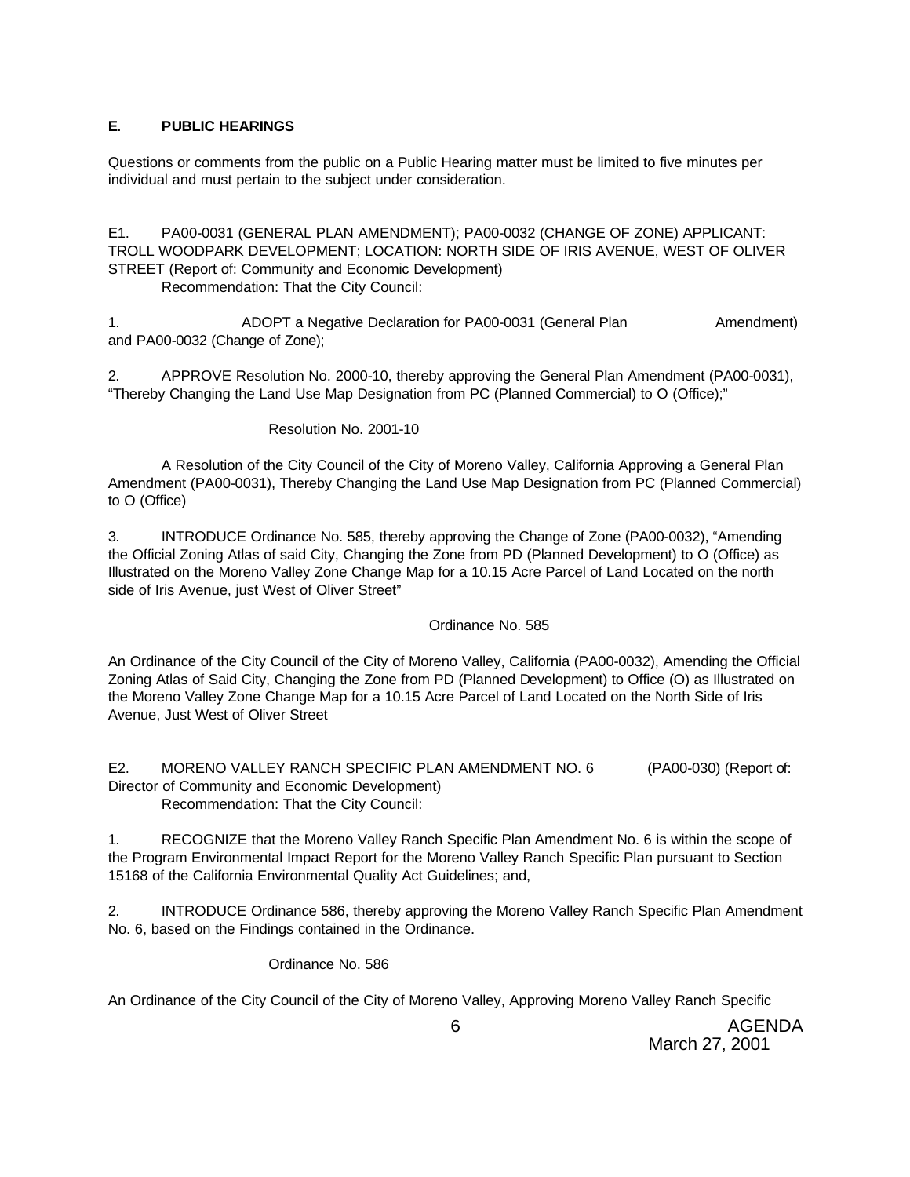## E. PUBLIC HEARINGS

Questions or comments from the public on a Public Hearing matter must be limited to five minutes per individual and must pertain to the subject under consideration.

E1. PA00-0031 (GENERAL PLAN AMENDMENT); PA00-0032 (CHANGE OF ZONE) APPLICANT: TROLL WOODPARK DEVELOPMENT; LOCATION: NORTH SIDE OF IRIS AVENUE, WEST OF OLIVER STREET (Report of: Community and Economic Development)

Recommendation: That the City Council:

1. ADOPT a Negative Declaration for PA00-0031 (General Plan Amendment) and PA00-0032 (Change of Zone);

2. APPROVE Resolution No. 2000-10, thereby approving the General Plan Amendment (PA00-0031), "Thereby Changing the Land Use Map Designation from PC (Planned Commercial) to O (Office);"

Resolution No. 2001-10

A Resolution of the City Council of the City of Moreno Valley, California Approving a General Plan Amendment (PA00-0031), Thereby Changing the Land Use Map Designation from PC (Planned Commercial) to O (Office)

3. INTRODUCE Ordinance No. 585, thereby approving the Change of Zone (PA00-0032), "Amending the Official Zoning Atlas of said City, Changing the Zone from PD (Planned Development) to O (Office) as Illustrated on the Moreno Valley Zone Change Map for a 10.15 Acre Parcel of Land Located on the north side of Iris Avenue, just West of Oliver Street"

Ordinance No. 585

An Ordinance of the City Council of the City of Moreno Valley, California (PA00-0032), Amending the Official Zoning Atlas of Said City, Changing the Zone from PD (Planned Development) to Office (O) as Illustrated on the Moreno Valley Zone Change Map for a 10.15 Acre Parcel of Land Located on the North Side of Iris Avenue, Just West of Oliver Street

E2. MORENO VALLEY RANCH SPECIFIC PLAN AMENDMENT NO. 6 (PA00-030) (Report of: Director of Community and Economic Development)

Recommendation: That the City Council:

1. RECOGNIZE that the Moreno Valley Ranch Specific Plan Amendment No. 6 is within the scope of the Program Environmental Impact Report for the Moreno Valley Ranch Specific Plan pursuant to Section 15168 of the California Environmental Quality Act Guidelines; and,

2. INTRODUCE Ordinance 586, thereby approving the Moreno Valley Ranch Specific Plan Amendment No. 6, based on the Findings contained in the Ordinance.

Ordinance No. 586

An Ordinance of the City Council of the City of Moreno Valley, Approving Moreno Valley Ranch Specific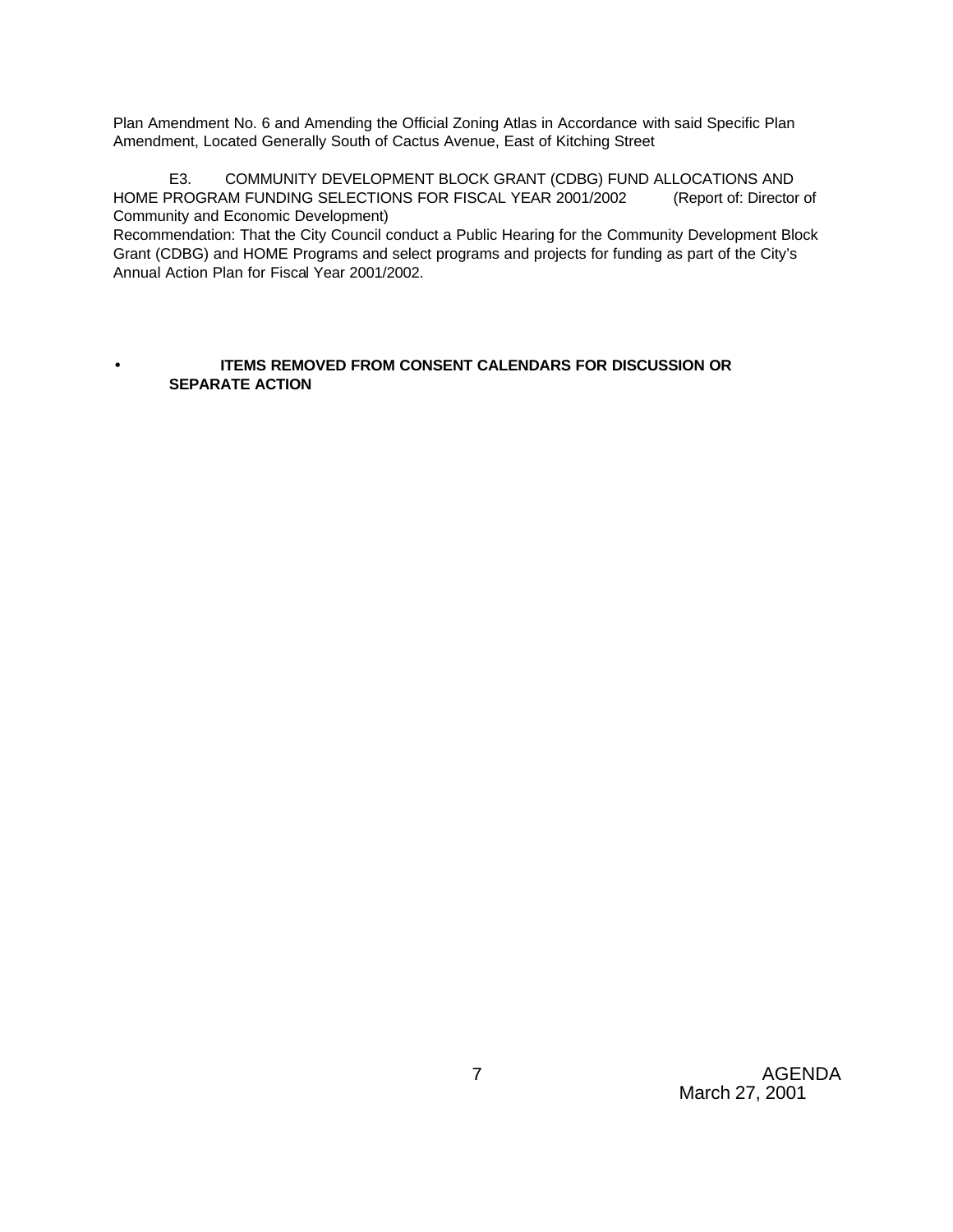Plan Amendment No. 6 and Amending the Official Zoning Atlas in Accordance with said Specific Plan Amendment, Located Generally South of Cactus Avenue, East of Kitching Street

E3. COMMUNITY DEVELOPMENT BLOCK GRANT (CDBG) FUND ALLOCATIONS AND HOME PROGRAM FUNDING SELECTIONS FOR FISCAL YEAR 2001/2002 (Report of: Director of Community and Economic Development)
Recommendation: That the City Council conduct a Public Hearing for the Community Development Block Grant (CDBG) and HOME Programs and select programs and projects for funding as part of the City's Annual Action Plan for Fiscal Year 2001/2002.

- **ITEMS REMOVED FROM CONSENT CALENDARS FOR DISCUSSION OR SEPARATE ACTION**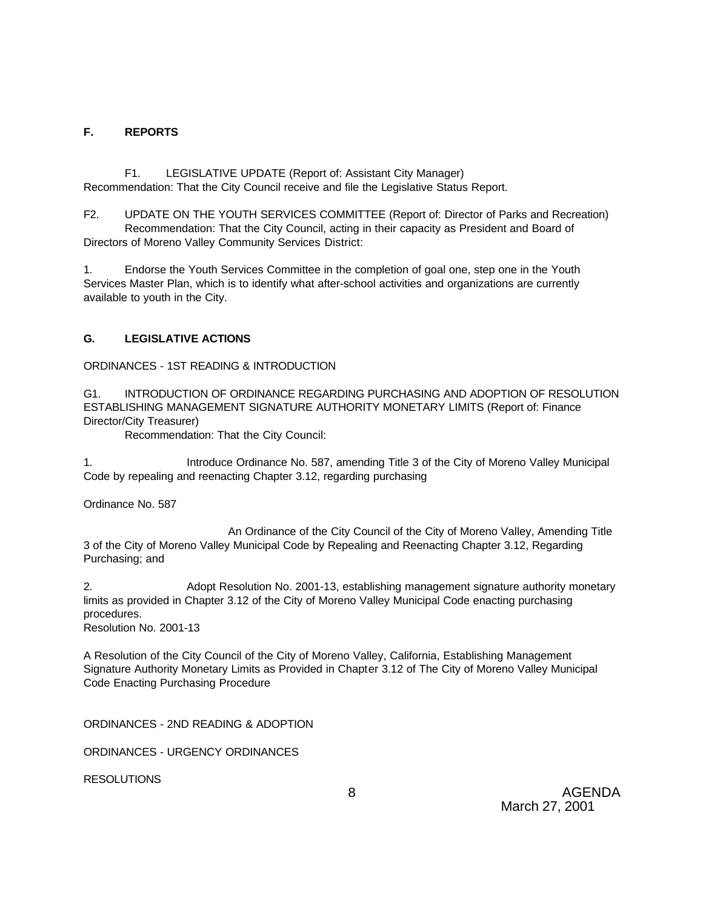**F. REPORTS**

F1. LEGISLATIVE UPDATE (Report of: Assistant City Manager)
Recommendation: That the City Council receive and file the Legislative Status Report.

F2. UPDATE ON THE YOUTH SERVICES COMMITTEE (Report of: Director of Parks and Recreation)
Recommendation: That the City Council, acting in their capacity as President and Board of Directors of Moreno Valley Community Services District:

1. Endorse the Youth Services Committee in the completion of goal one, step one in the Youth Services Master Plan, which is to identify what after-school activities and organizations are currently available to youth in the City.

**G. LEGISLATIVE ACTIONS**

ORDINANCES - 1ST READING & INTRODUCTION

G1. INTRODUCTION OF ORDINANCE REGARDING PURCHASING AND ADOPTION OF RESOLUTION ESTABLISHING MANAGEMENT SIGNATURE AUTHORITY MONETARY LIMITS (Report of: Finance Director/City Treasurer)
Recommendation: That the City Council:

1. Introduce Ordinance No. 587, amending Title 3 of the City of Moreno Valley Municipal Code by repealing and reenacting Chapter 3.12, regarding purchasing

Ordinance No. 587

An Ordinance of the City Council of the City of Moreno Valley, Amending Title 3 of the City of Moreno Valley Municipal Code by Repealing and Reenacting Chapter 3.12, Regarding Purchasing; and

2. Adopt Resolution No. 2001-13, establishing management signature authority monetary limits as provided in Chapter 3.12 of the City of Moreno Valley Municipal Code enacting purchasing procedures.
Resolution No. 2001-13

A Resolution of the City Council of the City of Moreno Valley, California, Establishing Management Signature Authority Monetary Limits as Provided in Chapter 3.12 of The City of Moreno Valley Municipal Code Enacting Purchasing Procedure

ORDINANCES - 2ND READING & ADOPTION

ORDINANCES - URGENCY ORDINANCES

RESOLUTIONS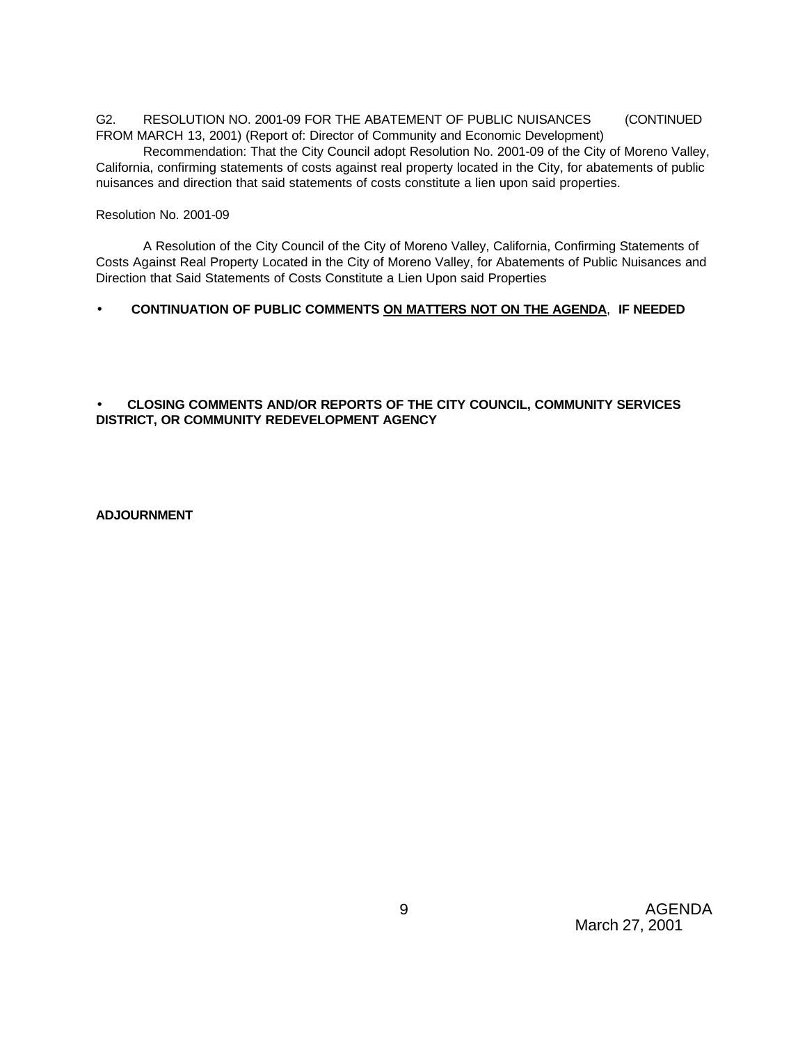G2. RESOLUTION NO. 2001-09 FOR THE ABATEMENT OF PUBLIC NUISANCES (CONTINUED FROM MARCH 13, 2001) (Report of: Director of Community and Economic Development)

Recommendation: That the City Council adopt Resolution No. 2001-09 of the City of Moreno Valley, California, confirming statements of costs against real property located in the City, for abatements of public nuisances and direction that said statements of costs constitute a lien upon said properties.

Resolution No. 2001-09

A Resolution of the City Council of the City of Moreno Valley, California, Confirming Statements of Costs Against Real Property Located in the City of Moreno Valley, for Abatements of Public Nuisances and Direction that Said Statements of Costs Constitute a Lien Upon said Properties

- **CONTINUATION OF PUBLIC COMMENTS ON MATTERS NOT ON THE AGENDA, IF NEEDED**

- **CLOSING COMMENTS AND/OR REPORTS OF THE CITY COUNCIL, COMMUNITY SERVICES DISTRICT, OR COMMUNITY REDEVELOPMENT AGENCY**

**ADJOURNMENT**